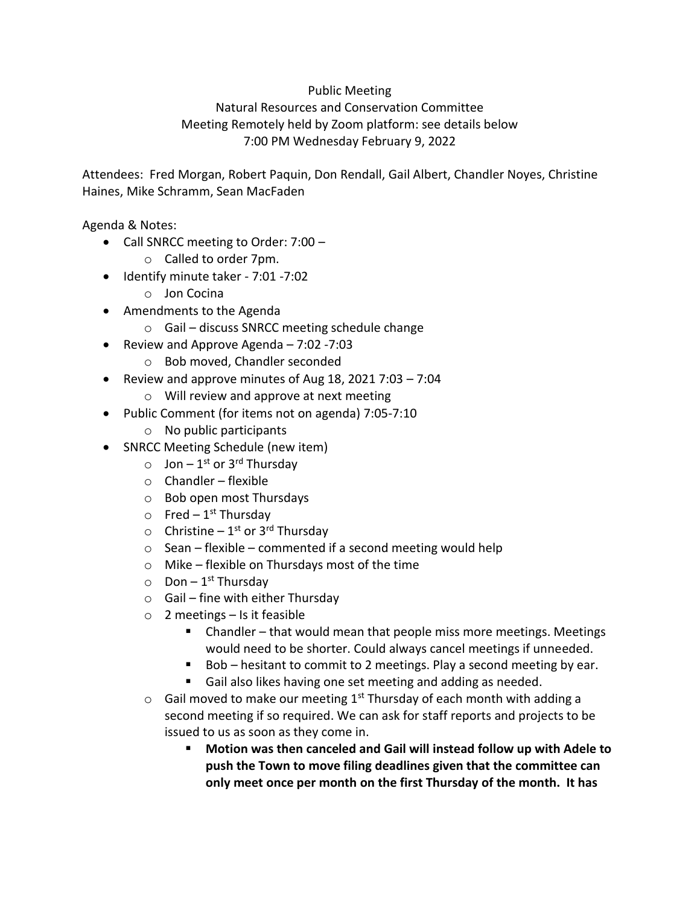Public Meeting
Natural Resources and Conservation Committee
Meeting Remotely held by Zoom platform: see details below
7:00 PM Wednesday February 9, 2022

Attendees: Fred Morgan, Robert Paquin, Don Rendall, Gail Albert, Chandler Noyes, Christine Haines, Mike Schramm, Sean MacFaden

Agenda & Notes:

- Call SNRCC meeting to Order: 7:00 –
  - Called to order 7pm.
- Identify minute taker - 7:01 -7:02
  - Jon Cocina
- Amendments to the Agenda
  - Gail – discuss SNRCC meeting schedule change
- Review and Approve Agenda – 7:02 -7:03
  - Bob moved, Chandler seconded
- Review and approve minutes of Aug 18, 2021 7:03 – 7:04
  - Will review and approve at next meeting
- Public Comment (for items not on agenda) 7:05-7:10
  - No public participants
- SNRCC Meeting Schedule (new item)
  - Jon – 1st or 3rd Thursday
  - Chandler – flexible
  - Bob open most Thursdays
  - Fred – 1st Thursday
  - Christine – 1st or 3rd Thursday
  - Sean – flexible – commented if a second meeting would help
  - Mike – flexible on Thursdays most of the time
  - Don – 1st Thursday
  - Gail – fine with either Thursday
  - 2 meetings – Is it feasible
    - Chandler – that would mean that people miss more meetings. Meetings would need to be shorter. Could always cancel meetings if unneeded.
    - Bob – hesitant to commit to 2 meetings. Play a second meeting by ear.
    - Gail also likes having one set meeting and adding as needed.
  - Gail moved to make our meeting 1st Thursday of each month with adding a second meeting if so required. We can ask for staff reports and projects to be issued to us as soon as they come in.
    - **Motion was then canceled and Gail will instead follow up with Adele to push the Town to move filing deadlines given that the committee can only meet once per month on the first Thursday of the month. It has**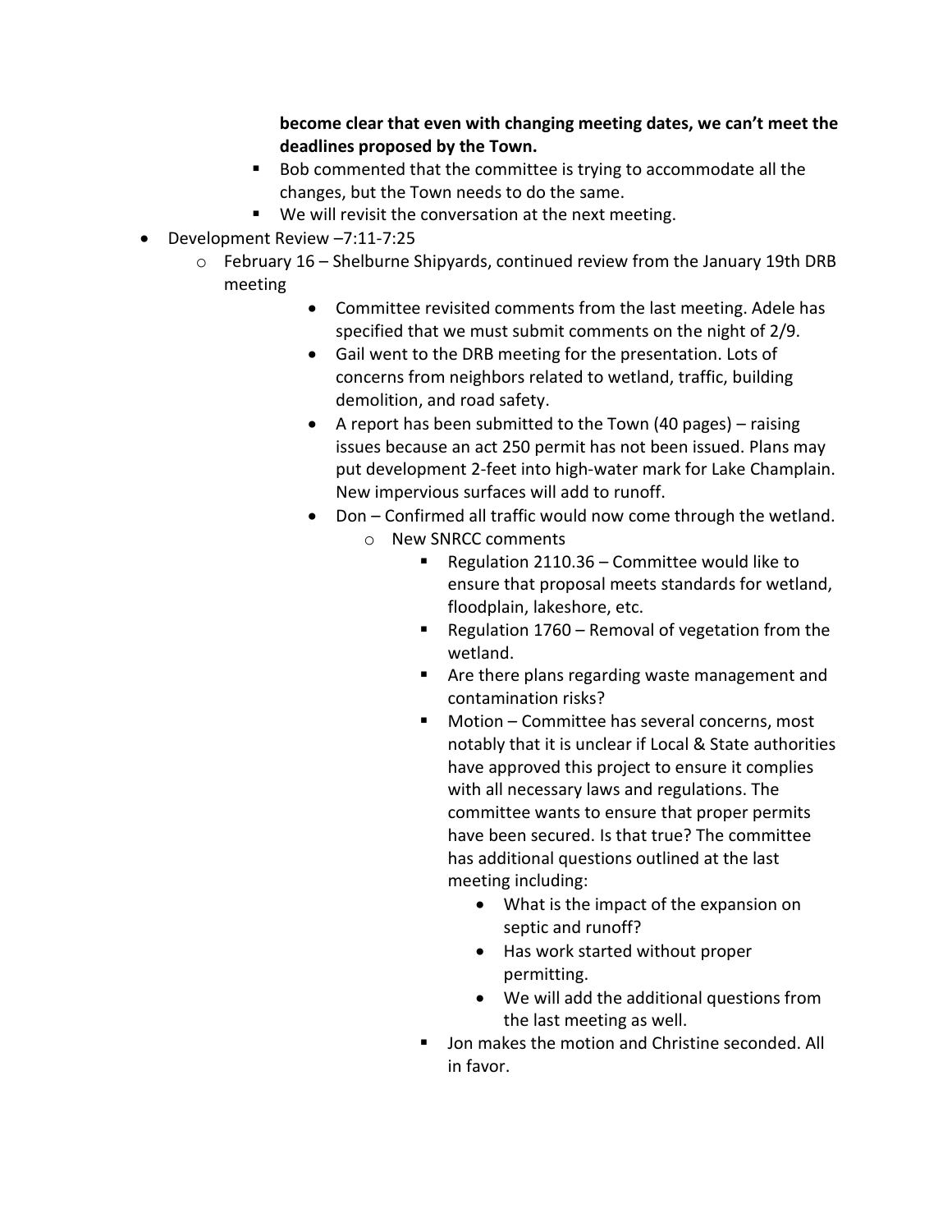**become clear that even with changing meeting dates, we can't meet the deadlines proposed by the Town.**

- Bob commented that the committee is trying to accommodate all the changes, but the Town needs to do the same.
- We will revisit the conversation at the next meeting.

- Development Review –7:11-7:25
  - February 16 – Shelburne Shipyards, continued review from the January 19th DRB meeting
    - Committee revisited comments from the last meeting. Adele has specified that we must submit comments on the night of 2/9.
    - Gail went to the DRB meeting for the presentation. Lots of concerns from neighbors related to wetland, traffic, building demolition, and road safety.
    - A report has been submitted to the Town (40 pages) – raising issues because an act 250 permit has not been issued. Plans may put development 2-feet into high-water mark for Lake Champlain. New impervious surfaces will add to runoff.
    - Don – Confirmed all traffic would now come through the wetland.
      - New SNRCC comments
        - Regulation 2110.36 – Committee would like to ensure that proposal meets standards for wetland, floodplain, lakeshore, etc.
        - Regulation 1760 – Removal of vegetation from the wetland.
        - Are there plans regarding waste management and contamination risks?
        - Motion – Committee has several concerns, most notably that it is unclear if Local & State authorities have approved this project to ensure it complies with all necessary laws and regulations. The committee wants to ensure that proper permits have been secured. Is that true? The committee has additional questions outlined at the last meeting including:
          - What is the impact of the expansion on septic and runoff?
          - Has work started without proper permitting.
          - We will add the additional questions from the last meeting as well.
        - Jon makes the motion and Christine seconded. All in favor.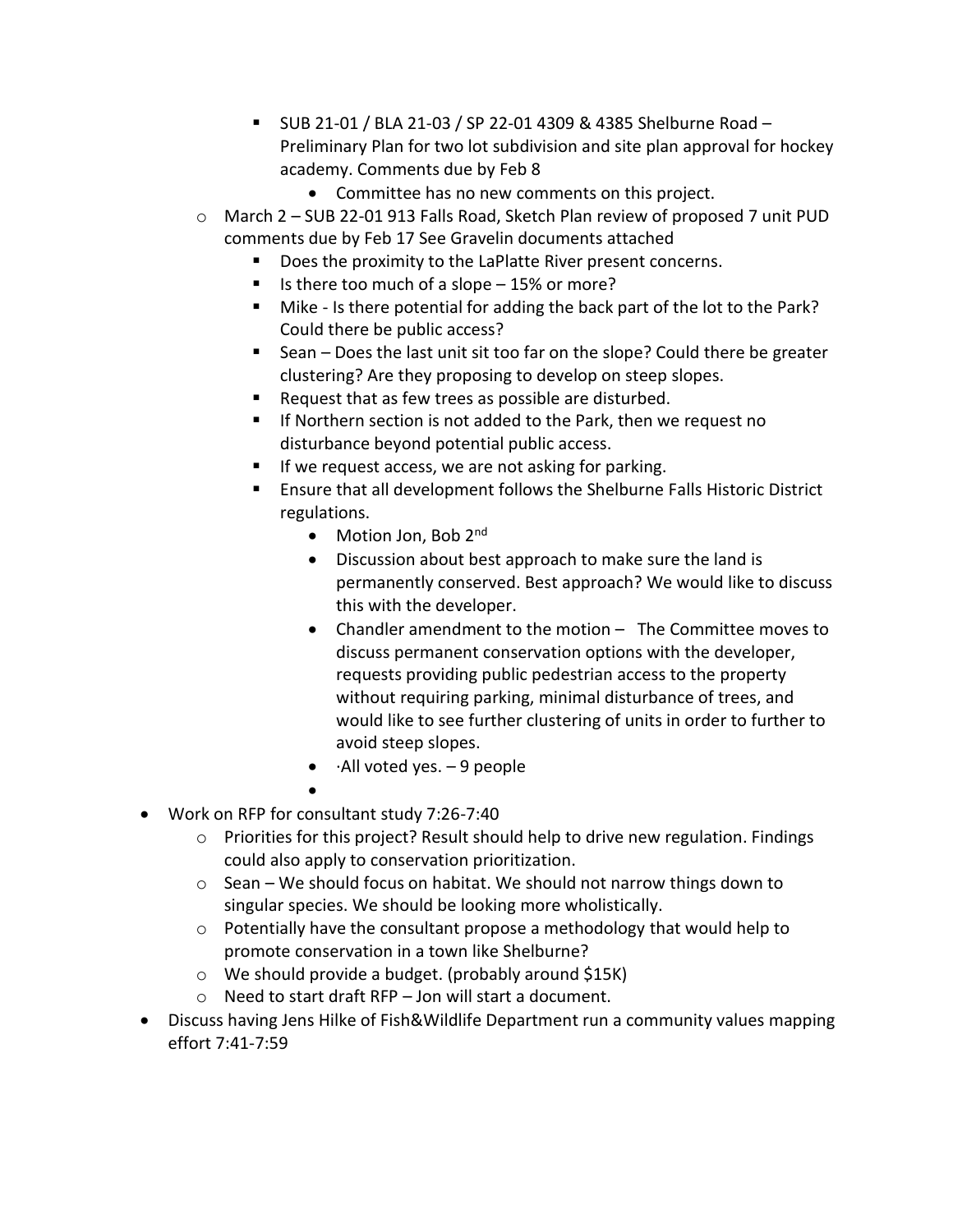- SUB 21-01 / BLA 21-03 / SP 22-01 4309 & 4385 Shelburne Road – Preliminary Plan for two lot subdivision and site plan approval for hockey academy. Comments due by Feb 8
            - Committee has no new comments on this project.
    - March 2 – SUB 22-01 913 Falls Road, Sketch Plan review of proposed 7 unit PUD comments due by Feb 17 See Gravelin documents attached
        - Does the proximity to the LaPlatte River present concerns.
        - Is there too much of a slope – 15% or more?
        - Mike - Is there potential for adding the back part of the lot to the Park? Could there be public access?
        - Sean – Does the last unit sit too far on the slope? Could there be greater clustering? Are they proposing to develop on steep slopes.
        - Request that as few trees as possible are disturbed.
        - If Northern section is not added to the Park, then we request no disturbance beyond potential public access.
        - If we request access, we are not asking for parking.
        - Ensure that all development follows the Shelburne Falls Historic District regulations.
            - Motion Jon, Bob 2nd
            - Discussion about best approach to make sure the land is permanently conserved. Best approach? We would like to discuss this with the developer.
            - Chandler amendment to the motion – The Committee moves to discuss permanent conservation options with the developer, requests providing public pedestrian access to the property without requiring parking, minimal disturbance of trees, and would like to see further clustering of units in order to further to avoid steep slopes.
            - ·All voted yes. – 9 people
            - 

- Work on RFP for consultant study 7:26-7:40
    - Priorities for this project? Result should help to drive new regulation. Findings could also apply to conservation prioritization.
    - Sean – We should focus on habitat. We should not narrow things down to singular species. We should be looking more wholistically.
    - Potentially have the consultant propose a methodology that would help to promote conservation in a town like Shelburne?
    - We should provide a budget. (probably around $15K)
    - Need to start draft RFP – Jon will start a document.
- Discuss having Jens Hilke of Fish&Wildlife Department run a community values mapping effort 7:41-7:59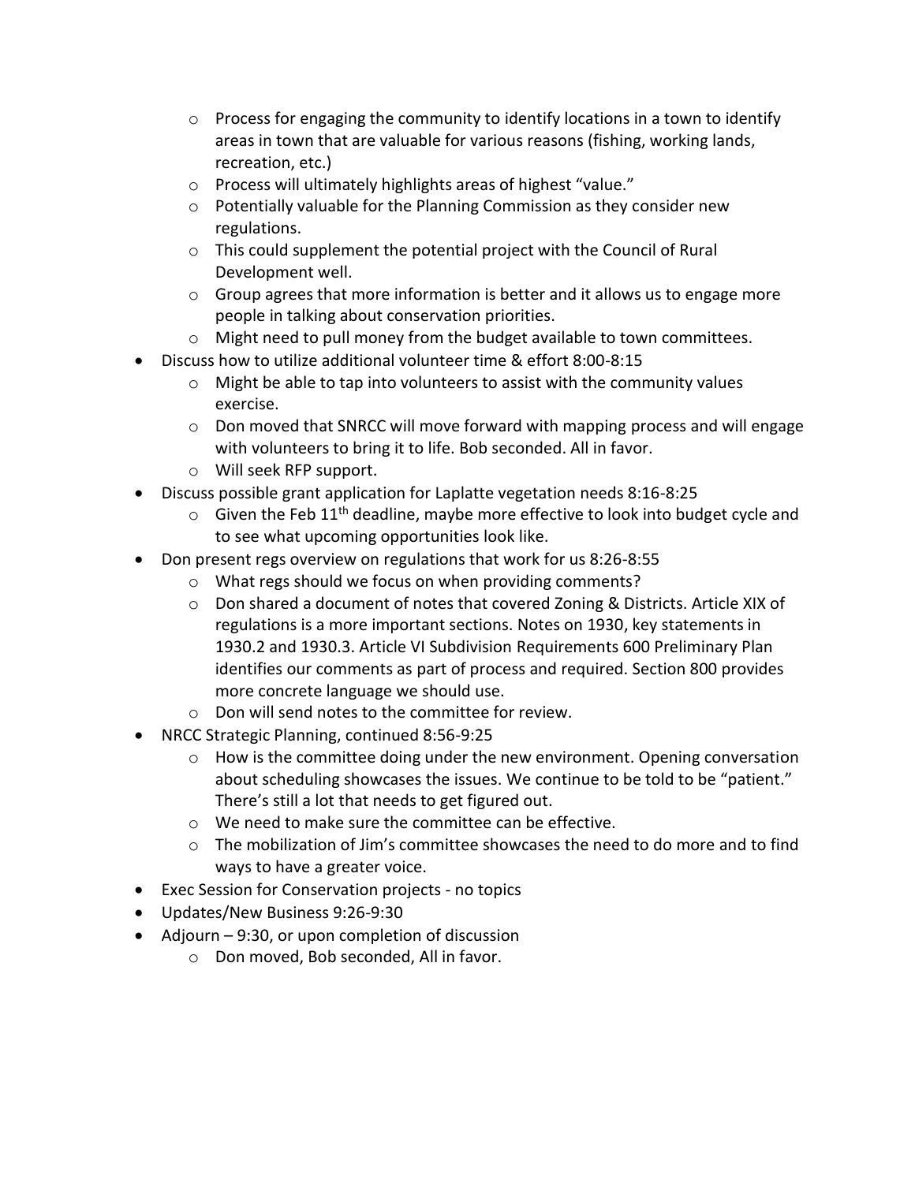- Process for engaging the community to identify locations in a town to identify areas in town that are valuable for various reasons (fishing, working lands, recreation, etc.)
  - Process will ultimately highlights areas of highest "value."
  - Potentially valuable for the Planning Commission as they consider new regulations.
  - This could supplement the potential project with the Council of Rural Development well.
  - Group agrees that more information is better and it allows us to engage more people in talking about conservation priorities.
  - Might need to pull money from the budget available to town committees.
- Discuss how to utilize additional volunteer time & effort 8:00-8:15
  - Might be able to tap into volunteers to assist with the community values exercise.
  - Don moved that SNRCC will move forward with mapping process and will engage with volunteers to bring it to life. Bob seconded. All in favor.
  - Will seek RFP support.
- Discuss possible grant application for Laplatte vegetation needs 8:16-8:25
  - Given the Feb 11th deadline, maybe more effective to look into budget cycle and to see what upcoming opportunities look like.
- Don present regs overview on regulations that work for us 8:26-8:55
  - What regs should we focus on when providing comments?
  - Don shared a document of notes that covered Zoning & Districts. Article XIX of regulations is a more important sections. Notes on 1930, key statements in 1930.2 and 1930.3. Article VI Subdivision Requirements 600 Preliminary Plan identifies our comments as part of process and required. Section 800 provides more concrete language we should use.
  - Don will send notes to the committee for review.
- NRCC Strategic Planning, continued 8:56-9:25
  - How is the committee doing under the new environment. Opening conversation about scheduling showcases the issues. We continue to be told to be "patient." There's still a lot that needs to get figured out.
  - We need to make sure the committee can be effective.
  - The mobilization of Jim's committee showcases the need to do more and to find ways to have a greater voice.
- Exec Session for Conservation projects - no topics
- Updates/New Business 9:26-9:30
- Adjourn – 9:30, or upon completion of discussion
  - Don moved, Bob seconded, All in favor.